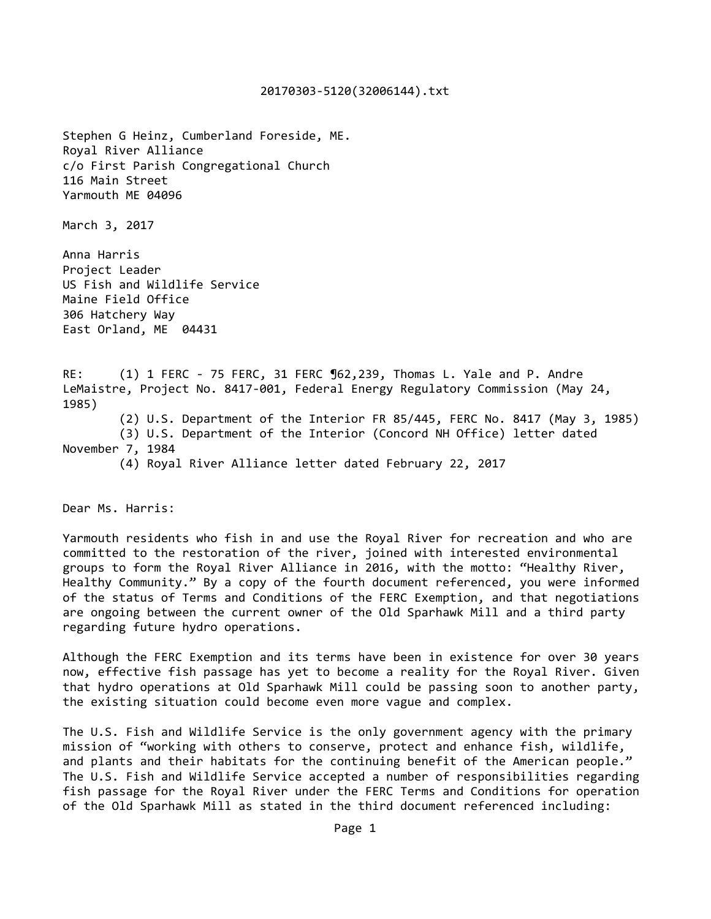20170303-5120(32006144).txt

Stephen G Heinz, Cumberland Foreside, ME.
Royal River Alliance
c/o First Parish Congregational Church
116 Main Street
Yarmouth ME 04096

March 3, 2017

Anna Harris
Project Leader
US Fish and Wildlife Service
Maine Field Office
306 Hatchery Way
East Orland, ME 04431

RE: (1) 1 FERC - 75 FERC, 31 FERC ¶62,239, Thomas L. Yale and P. Andre LeMaistre, Project No. 8417-001, Federal Energy Regulatory Commission (May 24, 1985)
(2) U.S. Department of the Interior FR 85/445, FERC No. 8417 (May 3, 1985)
(3) U.S. Department of the Interior (Concord NH Office) letter dated November 7, 1984
(4) Royal River Alliance letter dated February 22, 2017

Dear Ms. Harris:

Yarmouth residents who fish in and use the Royal River for recreation and who are committed to the restoration of the river, joined with interested environmental groups to form the Royal River Alliance in 2016, with the motto: "Healthy River, Healthy Community." By a copy of the fourth document referenced, you were informed of the status of Terms and Conditions of the FERC Exemption, and that negotiations are ongoing between the current owner of the Old Sparhawk Mill and a third party regarding future hydro operations.

Although the FERC Exemption and its terms have been in existence for over 30 years now, effective fish passage has yet to become a reality for the Royal River. Given that hydro operations at Old Sparhawk Mill could be passing soon to another party, the existing situation could become even more vague and complex.

The U.S. Fish and Wildlife Service is the only government agency with the primary mission of "working with others to conserve, protect and enhance fish, wildlife, and plants and their habitats for the continuing benefit of the American people." The U.S. Fish and Wildlife Service accepted a number of responsibilities regarding fish passage for the Royal River under the FERC Terms and Conditions for operation of the Old Sparhawk Mill as stated in the third document referenced including: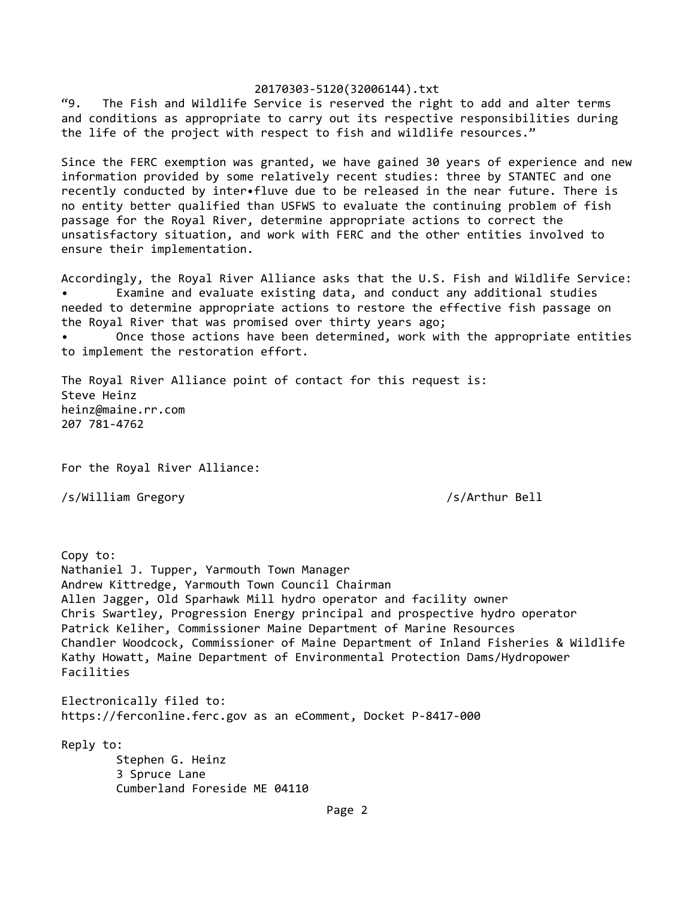"9.   The Fish and Wildlife Service is reserved the right to add and alter terms and conditions as appropriate to carry out its respective responsibilities during the life of the project with respect to fish and wildlife resources."

Since the FERC exemption was granted, we have gained 30 years of experience and new information provided by some relatively recent studies: three by STANTEC and one recently conducted by inter•fluve due to be released in the near future. There is no entity better qualified than USFWS to evaluate the continuing problem of fish passage for the Royal River, determine appropriate actions to correct the unsatisfactory situation, and work with FERC and the other entities involved to ensure their implementation.

Accordingly, the Royal River Alliance asks that the U.S. Fish and Wildlife Service:

- Examine and evaluate existing data, and conduct any additional studies needed to determine appropriate actions to restore the effective fish passage on the Royal River that was promised over thirty years ago;
- Once those actions have been determined, work with the appropriate entities to implement the restoration effort.

The Royal River Alliance point of contact for this request is:
Steve Heinz
heinz@maine.rr.com
207 781-4762

For the Royal River Alliance:

/s/William Gregory                                        /s/Arthur Bell

Copy to:
Nathaniel J. Tupper, Yarmouth Town Manager
Andrew Kittredge, Yarmouth Town Council Chairman
Allen Jagger, Old Sparhawk Mill hydro operator and facility owner
Chris Swartley, Progression Energy principal and prospective hydro operator
Patrick Keliher, Commissioner Maine Department of Marine Resources
Chandler Woodcock, Commissioner of Maine Department of Inland Fisheries & Wildlife
Kathy Howatt, Maine Department of Environmental Protection Dams/Hydropower Facilities

Electronically filed to:
https://ferconline.ferc.gov as an eComment, Docket P-8417-000

Reply to:
Stephen G. Heinz
3 Spruce Lane
Cumberland Foreside ME 04110